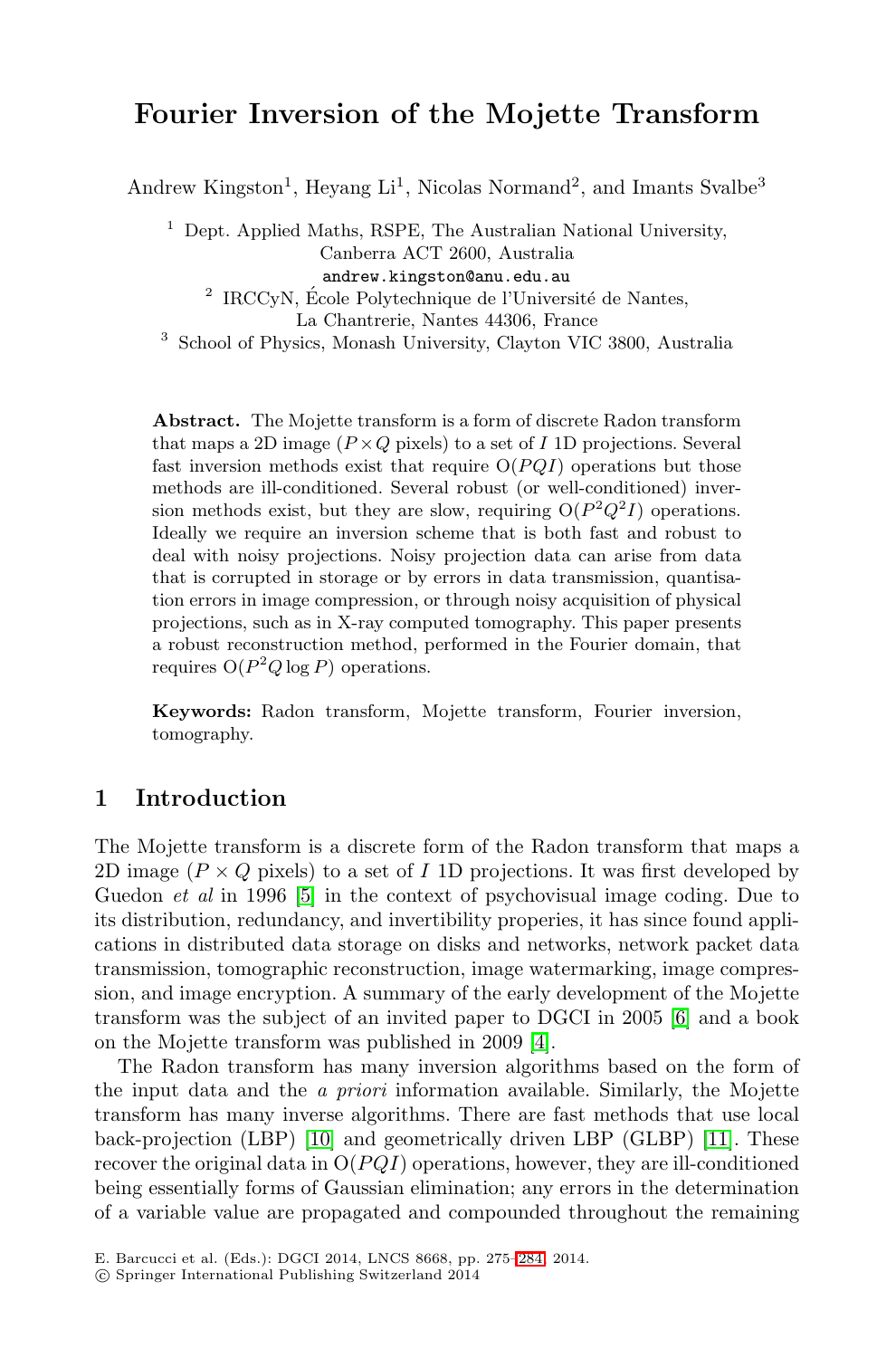# Fourier Inversion of the Mojette Transform

Andrew Kingston[1], Heyang Li[1], Nicolas Normand[2], and Imants Svalbe[3]

[1] Dept. Applied Maths, RSPE, The Australian National University, Canberra ACT 2600, Australia
andrew.kingston@anu.edu.au

[2] IRCCyN, École Polytechnique de l'Université de Nantes, La Chantrerie, Nantes 44306, France

[3] School of Physics, Monash University, Clayton VIC 3800, Australia

**Abstract.** The Mojette transform is a form of discrete Radon transform that maps a 2D image ($P \times Q$ pixels) to a set of $I$ 1D projections. Several fast inversion methods exist that require $O(PQI)$ operations but those methods are ill-conditioned. Several robust (or well-conditioned) inversion methods exist, but they are slow, requiring $O(P^2Q^2I)$ operations. Ideally we require an inversion scheme that is both fast and robust to deal with noisy projections. Noisy projection data can arise from data that is corrupted in storage or by errors in data transmission, quantisation errors in image compression, or through noisy acquisition of physical projections, such as in X-ray computed tomography. This paper presents a robust reconstruction method, performed in the Fourier domain, that requires $O(P^2Q \log P)$ operations.

**Keywords:** Radon transform, Mojette transform, Fourier inversion, tomography.

## 1 Introduction

The Mojette transform is a discrete form of the Radon transform that maps a 2D image ($P \times Q$ pixels) to a set of $I$ 1D projections. It was first developed by Guedon *et al* in 1996 [5] in the context of psychovisual image coding. Due to its distribution, redundancy, and invertibility properies, it has since found applications in distributed data storage on disks and networks, network packet data transmission, tomographic reconstruction, image watermarking, image compression, and image encryption. A summary of the early development of the Mojette transform was the subject of an invited paper to DGCI in 2005 [6] and a book on the Mojette transform was published in 2009 [4].

The Radon transform has many inversion algorithms based on the form of the input data and the *a priori* information available. Similarly, the Mojette transform has many inverse algorithms. There are fast methods that use local back-projection (LBP) [10] and geometrically driven LBP (GLBP) [11]. These recover the original data in $O(PQI)$ operations, however, they are ill-conditioned being essentially forms of Gaussian elimination; any errors in the determination of a variable value are propagated and compounded throughout the remaining

E. Barcucci et al. (Eds.): DGCI 2014, LNCS 8668, pp. 275–284, 2014.
© Springer International Publishing Switzerland 2014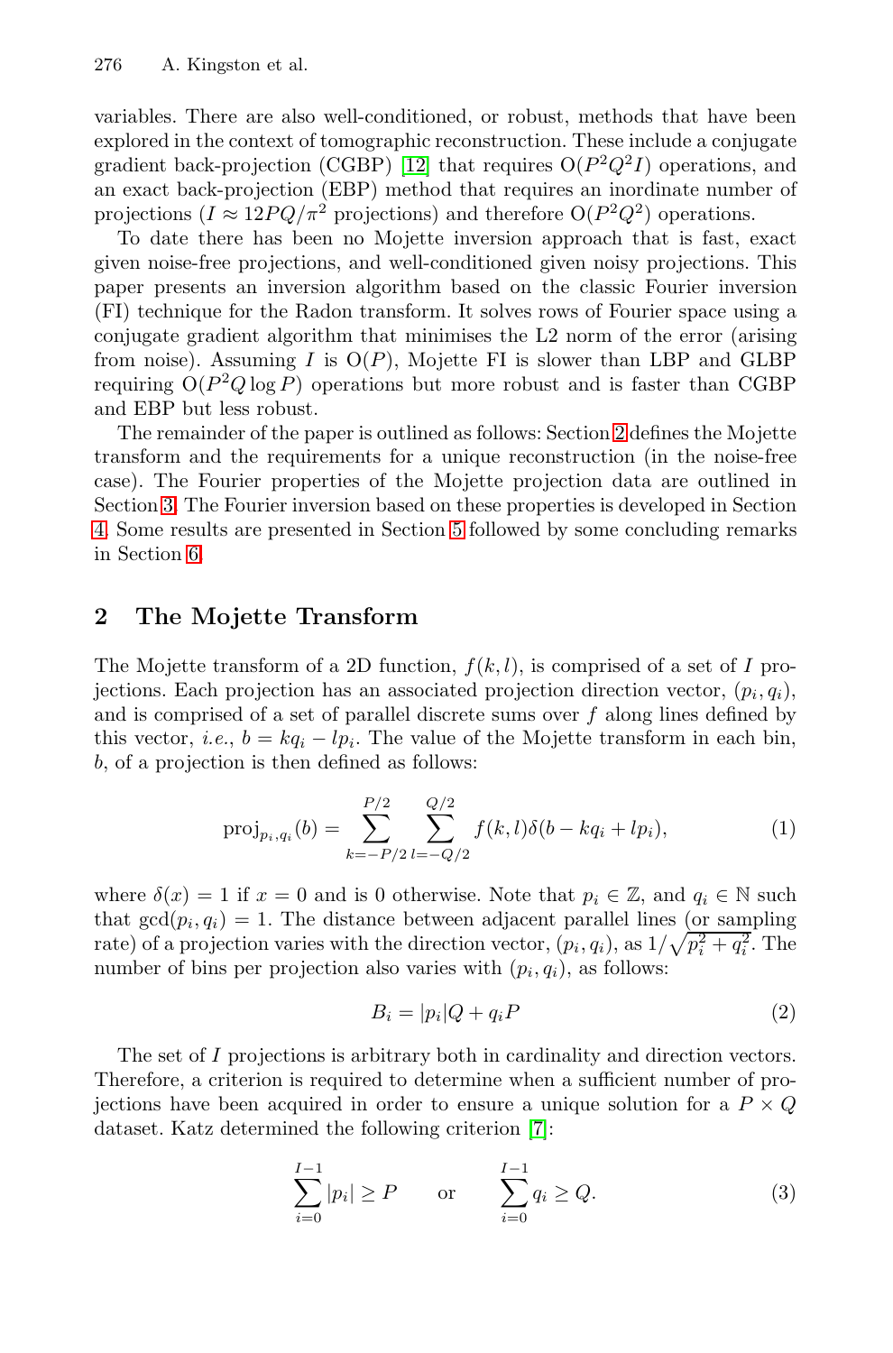variables. There are also well-conditioned, or robust, methods that have been explored in the context of tomographic reconstruction. These include a conjugate gradient back-projection (CGBP) [12] that requires $O(P^2Q^2I)$ operations, and an exact back-projection (EBP) method that requires an inordinate number of projections ($I \approx 12PQ/\pi^2$ projections) and therefore $O(P^2Q^2)$ operations.

To date there has been no Mojette inversion approach that is fast, exact given noise-free projections, and well-conditioned given noisy projections. This paper presents an inversion algorithm based on the classic Fourier inversion (FI) technique for the Radon transform. It solves rows of Fourier space using a conjugate gradient algorithm that minimises the L2 norm of the error (arising from noise). Assuming $I$ is $O(P)$, Mojette FI is slower than LBP and GLBP requiring $O(P^2Q \log P)$ operations but more robust and is faster than CGBP and EBP but less robust.

The remainder of the paper is outlined as follows: Section 2 defines the Mojette transform and the requirements for a unique reconstruction (in the noise-free case). The Fourier properties of the Mojette projection data are outlined in Section 3. The Fourier inversion based on these properties is developed in Section 4. Some results are presented in Section 5 followed by some concluding remarks in Section 6.

## 2 The Mojette Transform

The Mojette transform of a 2D function, $f(k,l)$, is comprised of a set of $I$ projections. Each projection has an associated projection direction vector, $(p_i, q_i)$, and is comprised of a set of parallel discrete sums over $f$ along lines defined by this vector, *i.e.*, $b = kq_i - lp_i$. The value of the Mojette transform in each bin, $b$, of a projection is then defined as follows:

$$\text{proj}_{p_i,q_i}(b) = \sum_{k=-P/2}^{P/2} \sum_{l=-Q/2}^{Q/2} f(k,l)\delta(b - kq_i + lp_i), \tag{1}$$

where $\delta(x) = 1$ if $x = 0$ and is 0 otherwise. Note that $p_i \in \mathbb{Z}$, and $q_i \in \mathbb{N}$ such that $\gcd(p_i, q_i) = 1$. The distance between adjacent parallel lines (or sampling rate) of a projection varies with the direction vector, $(p_i, q_i)$, as $1/\sqrt{p_i^2 + q_i^2}$. The number of bins per projection also varies with $(p_i, q_i)$, as follows:

$$B_i = |p_i|Q + q_iP \tag{2}$$

The set of $I$ projections is arbitrary both in cardinality and direction vectors. Therefore, a criterion is required to determine when a sufficient number of projections have been acquired in order to ensure a unique solution for a $P \times Q$ dataset. Katz determined the following criterion [7]:

$$\sum_{i=0}^{I-1} |p_i| \geq P \qquad \text{or} \qquad \sum_{i=0}^{I-1} q_i \geq Q. \tag{3}$$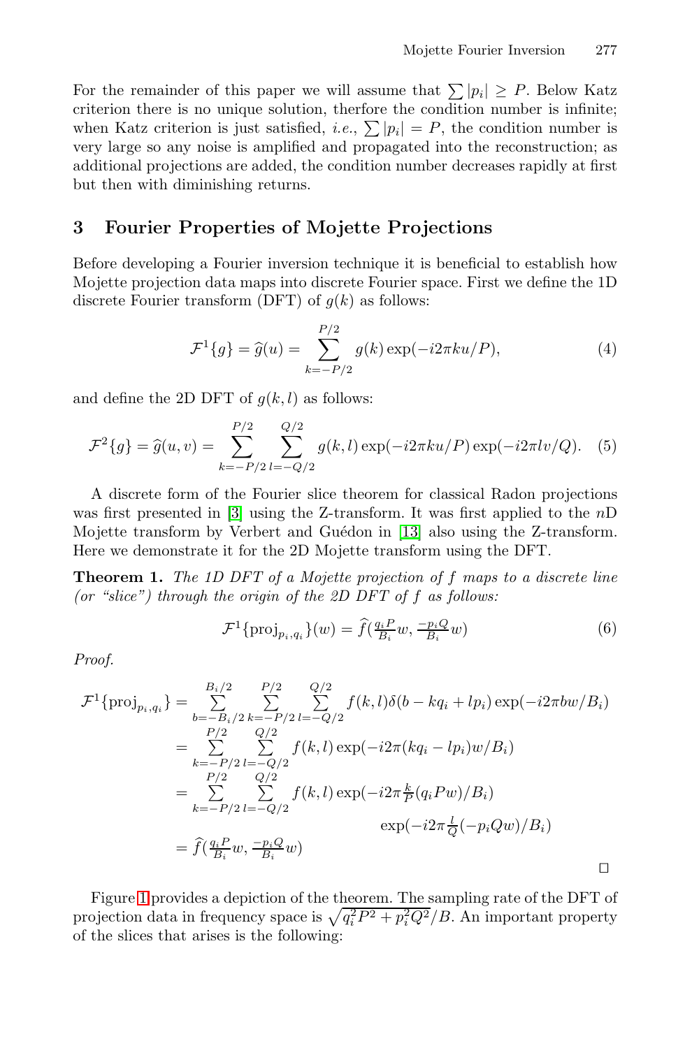For the remainder of this paper we will assume that $\sum |p_i| \geq P$. Below Katz criterion there is no unique solution, therfore the condition number is infinite; when Katz criterion is just satisfied, *i.e.*, $\sum |p_i| = P$, the condition number is very large so any noise is amplified and propagated into the reconstruction; as additional projections are added, the condition number decreases rapidly at first but then with diminishing returns.

## 3 Fourier Properties of Mojette Projections

Before developing a Fourier inversion technique it is beneficial to establish how Mojette projection data maps into discrete Fourier space. First we define the 1D discrete Fourier transform (DFT) of $g(k)$ as follows:

$$\mathcal{F}^1\{g\} = \widehat{g}(u) = \sum_{k=-P/2}^{P/2} g(k) \exp(-i2\pi ku/P), \tag{4}$$

and define the 2D DFT of $g(k,l)$ as follows:

$$\mathcal{F}^2\{g\} = \widehat{g}(u,v) = \sum_{k=-P/2}^{P/2} \sum_{l=-Q/2}^{Q/2} g(k,l) \exp(-i2\pi ku/P) \exp(-i2\pi lv/Q). \tag{5}$$

A discrete form of the Fourier slice theorem for classical Radon projections was first presented in [3] using the Z-transform. It was first applied to the $n$D Mojette transform by Verbert and Guédon in [13] also using the Z-transform. Here we demonstrate it for the 2D Mojette transform using the DFT.

**Theorem 1.** *The 1D DFT of a Mojette projection of $f$ maps to a discrete line (or "slice") through the origin of the 2D DFT of $f$ as follows:*

$$\mathcal{F}^1\{\text{proj}_{p_i,q_i}\}(w) = \widehat{f}\left(\tfrac{q_i P}{B_i} w, \tfrac{-p_i Q}{B_i} w\right) \tag{6}$$

*Proof.*

$$\begin{aligned}
\mathcal{F}^1\{\text{proj}_{p_i,q_i}\} &= \sum_{b=-B_i/2}^{B_i/2} \sum_{k=-P/2}^{P/2} \sum_{l=-Q/2}^{Q/2} f(k,l)\delta(b - kq_i + lp_i) \exp(-i2\pi bw/B_i) \\
&= \sum_{k=-P/2}^{P/2} \sum_{l=-Q/2}^{Q/2} f(k,l) \exp(-i2\pi(kq_i - lp_i)w/B_i) \\
&= \sum_{k=-P/2}^{P/2} \sum_{l=-Q/2}^{Q/2} f(k,l) \exp(-i2\pi \tfrac{k}{P}(q_i P w)/B_i) \\
&\qquad\qquad\qquad\qquad \exp(-i2\pi \tfrac{l}{Q}(-p_i Q w)/B_i) \\
&= \widehat{f}\left(\tfrac{q_i P}{B_i} w, \tfrac{-p_i Q}{B_i} w\right)
\end{aligned}$$

□

Figure 1 provides a depiction of the theorem. The sampling rate of the DFT of projection data in frequency space is $\sqrt{q_i^2 P^2 + p_i^2 Q^2}/B$. An important property of the slices that arises is the following: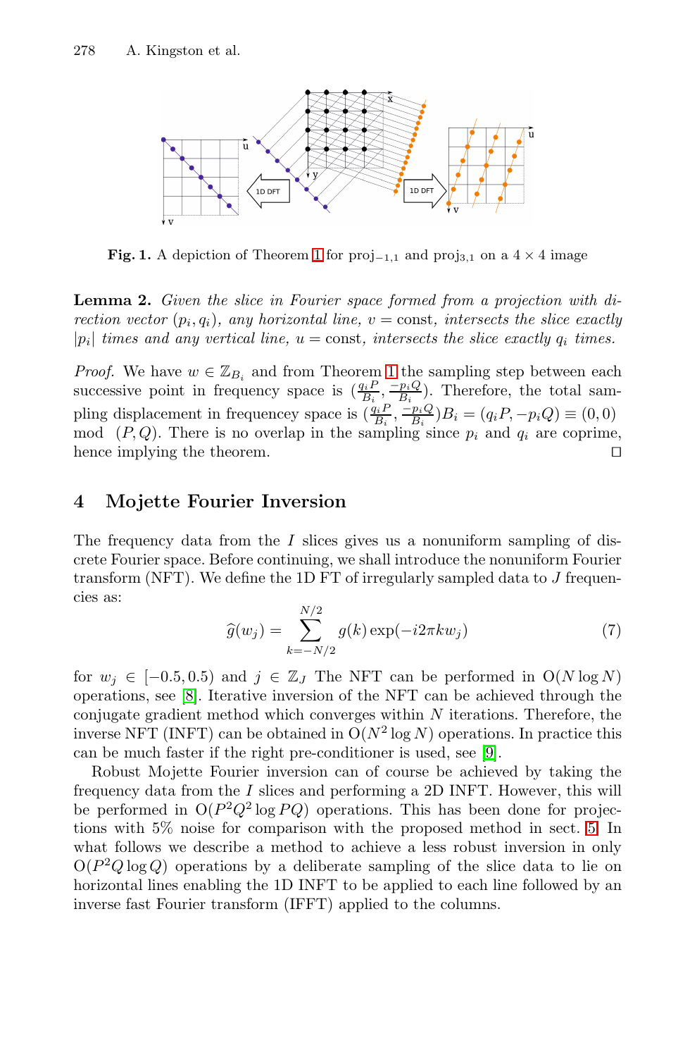**Fig. 1.** A depiction of Theorem 1 for $\text{proj}_{-1,1}$ and $\text{proj}_{3,1}$ on a $4 \times 4$ image

**Lemma 2.** *Given the slice in Fourier space formed from a projection with direction vector* $(p_i, q_i)$*, any horizontal line,* $v = \text{const}$*, intersects the slice exactly* $|p_i|$ *times and any vertical line,* $u = \text{const}$*, intersects the slice exactly* $q_i$ *times.*

*Proof.* We have $w \in \mathbb{Z}_{B_i}$ and from Theorem 1 the sampling step between each successive point in frequency space is $(\frac{q_i P}{B_i}, \frac{-p_i Q}{B_i})$. Therefore, the total sampling displacement in frequencey space is $(\frac{q_i P}{B_i}, \frac{-p_i Q}{B_i})B_i = (q_i P, -p_i Q) \equiv (0,0) \mod (P,Q)$. There is no overlap in the sampling since $p_i$ and $q_i$ are coprime, hence implying the theorem. ◻

## 4 Mojette Fourier Inversion

The frequency data from the $I$ slices gives us a nonuniform sampling of discrete Fourier space. Before continuing, we shall introduce the nonuniform Fourier transform (NFT). We define the 1D FT of irregularly sampled data to $J$ frequencies as:

$$\widehat{g}(w_j) = \sum_{k=-N/2}^{N/2} g(k) \exp(-i2\pi k w_j) \tag{7}$$

for $w_j \in [-0.5, 0.5)$ and $j \in \mathbb{Z}_J$ The NFT can be performed in $\text{O}(N \log N)$ operations, see [8]. Iterative inversion of the NFT can be achieved through the conjugate gradient method which converges within $N$ iterations. Therefore, the inverse NFT (INFT) can be obtained in $\text{O}(N^2 \log N)$ operations. In practice this can be much faster if the right pre-conditioner is used, see [9].

Robust Mojette Fourier inversion can of course be achieved by taking the frequency data from the $I$ slices and performing a 2D INFT. However, this will be performed in $\text{O}(P^2 Q^2 \log PQ)$ operations. This has been done for projections with 5% noise for comparison with the proposed method in sect. 5. In what follows we describe a method to achieve a less robust inversion in only $\text{O}(P^2 Q \log Q)$ operations by a deliberate sampling of the slice data to lie on horizontal lines enabling the 1D INFT to be applied to each line followed by an inverse fast Fourier transform (IFFT) applied to the columns.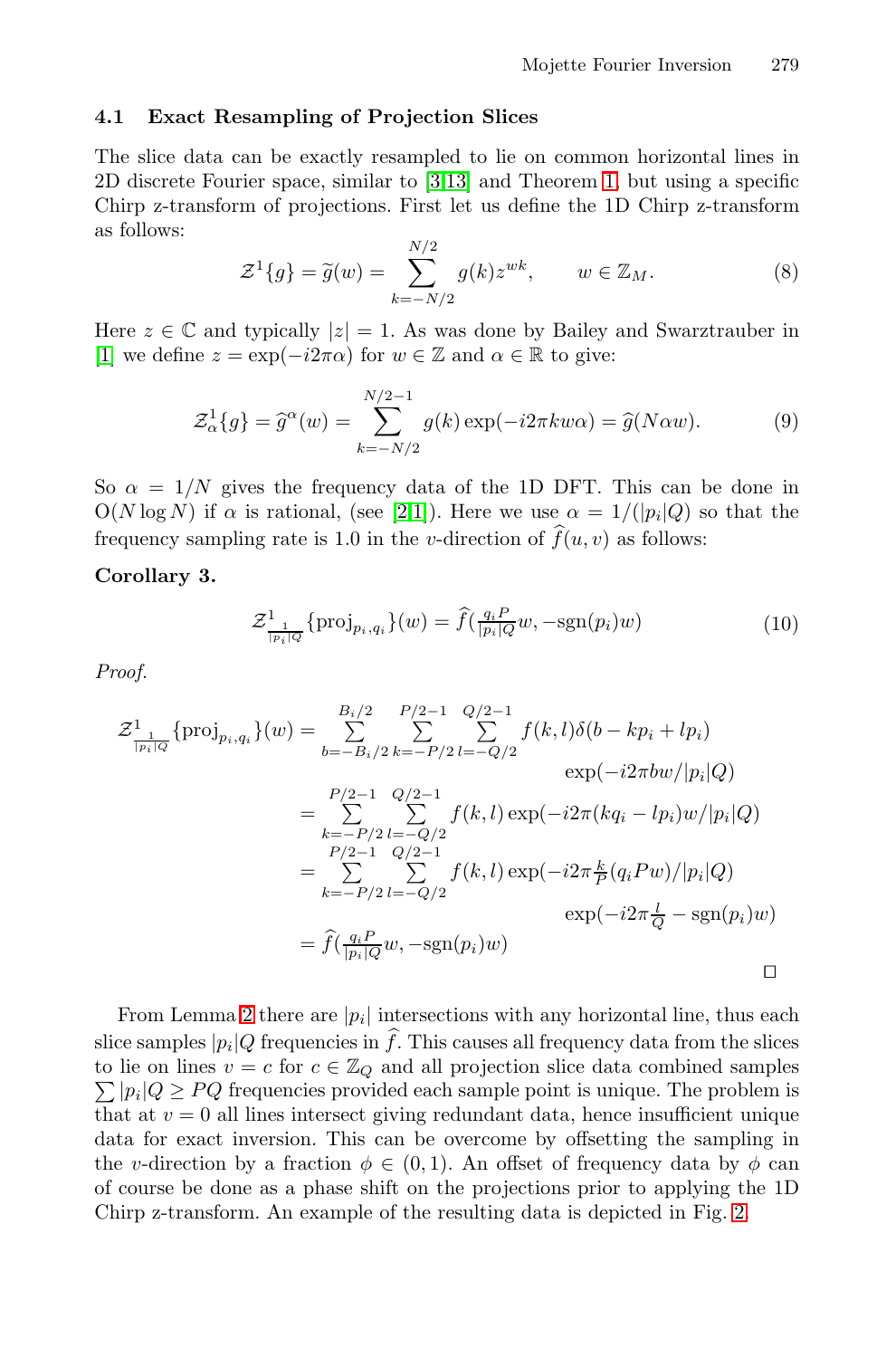### 4.1 Exact Resampling of Projection Slices

The slice data can be exactly resampled to lie on common horizontal lines in 2D discrete Fourier space, similar to [3,13] and Theorem 1, but using a specific Chirp z-transform of projections. First let us define the 1D Chirp z-transform as follows:

$$\mathcal{Z}^1\{g\} = \widetilde{g}(w) = \sum_{k=-N/2}^{N/2} g(k) z^{wk}, \qquad w \in \mathbb{Z}_M. \tag{8}$$

Here $z \in \mathbb{C}$ and typically $|z| = 1$. As was done by Bailey and Swarztrauber in [1] we define $z = \exp(-i2\pi\alpha)$ for $w \in \mathbb{Z}$ and $\alpha \in \mathbb{R}$ to give:

$$\mathcal{Z}^1_\alpha\{g\} = \widehat{g}^\alpha(w) = \sum_{k=-N/2}^{N/2-1} g(k) \exp(-i2\pi k w \alpha) = \widehat{g}(N\alpha w). \tag{9}$$

So $\alpha = 1/N$ gives the frequency data of the 1D DFT. This can be done in $\mathrm{O}(N \log N)$ if $\alpha$ is rational, (see [2,1]). Here we use $\alpha = 1/(|p_i|Q)$ so that the frequency sampling rate is 1.0 in the $v$-direction of $\widehat{f}(u,v)$ as follows:

**Corollary 3.**

$$\mathcal{Z}^1_{\frac{1}{|p_i|Q}}\{\mathrm{proj}_{p_i,q_i}\}(w) = \widehat{f}(\tfrac{q_i P}{|p_i|Q} w, -\mathrm{sgn}(p_i) w) \tag{10}$$

*Proof.*

$$\begin{aligned}
\mathcal{Z}^1_{\frac{1}{|p_i|Q}}\{\mathrm{proj}_{p_i,q_i}\}(w) &= \sum_{b=-B_i/2}^{B_i/2} \sum_{k=-P/2}^{P/2-1} \sum_{l=-Q/2}^{Q/2-1} f(k,l)\delta(b - kp_i + lp_i) \\
&\qquad \exp(-i2\pi b w/|p_i|Q) \\
&= \sum_{k=-P/2}^{P/2-1} \sum_{l=-Q/2}^{Q/2-1} f(k,l) \exp(-i2\pi(kq_i - lp_i)w/|p_i|Q) \\
&= \sum_{k=-P/2}^{P/2-1} \sum_{l=-Q/2}^{Q/2-1} f(k,l) \exp(-i2\pi \tfrac{k}{P}(q_i P w)/|p_i|Q) \\
&\qquad \exp(-i2\pi \tfrac{l}{Q} - \mathrm{sgn}(p_i) w) \\
&= \widehat{f}(\tfrac{q_i P}{|p_i|Q} w, -\mathrm{sgn}(p_i) w)
\end{aligned}$$

□

From Lemma 2 there are $|p_i|$ intersections with any horizontal line, thus each slice samples $|p_i|Q$ frequencies in $\widehat{f}$. This causes all frequency data from the slices to lie on lines $v = c$ for $c \in \mathbb{Z}_Q$ and all projection slice data combined samples $\sum |p_i|Q \geq PQ$ frequencies provided each sample point is unique. The problem is that at $v = 0$ all lines intersect giving redundant data, hence insufficient unique data for exact inversion. This can be overcome by offsetting the sampling in the $v$-direction by a fraction $\phi \in (0,1)$. An offset of frequency data by $\phi$ can of course be done as a phase shift on the projections prior to applying the 1D Chirp z-transform. An example of the resulting data is depicted in Fig. 2.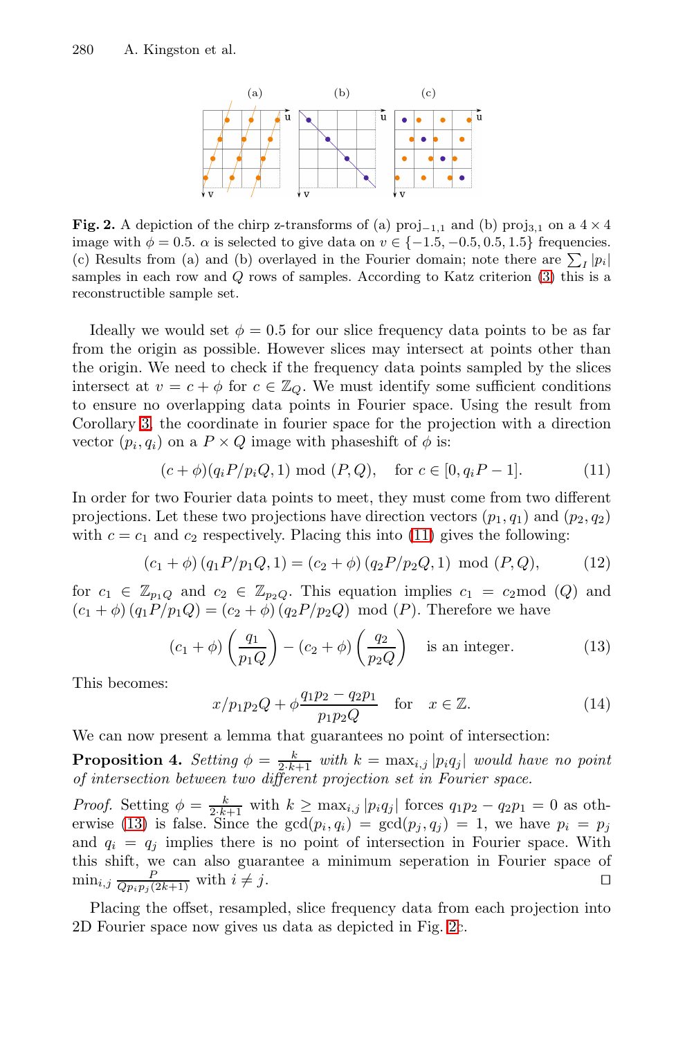**Fig. 2.** A depiction of the chirp z-transforms of (a) $\text{proj}_{-1,1}$ and (b) $\text{proj}_{3,1}$ on a $4 \times 4$ image with $\phi = 0.5$. $\alpha$ is selected to give data on $v \in \{-1.5, -0.5, 0.5, 1.5\}$ frequencies. (c) Results from (a) and (b) overlayed in the Fourier domain; note there are $\sum_I |p_i|$ samples in each row and $Q$ rows of samples. According to Katz criterion (3) this is a reconstructible sample set.

Ideally we would set $\phi = 0.5$ for our slice frequency data points to be as far from the origin as possible. However slices may intersect at points other than the origin. We need to check if the frequency data points sampled by the slices intersect at $v = c + \phi$ for $c \in \mathbb{Z}_Q$. We must identify some sufficient conditions to ensure no overlapping data points in Fourier space. Using the result from Corollary 3, the coordinate in fourier space for the projection with a direction vector $(p_i, q_i)$ on a $P \times Q$ image with phaseshift of $\phi$ is:

$$(c + \phi)(q_i P / p_i Q, 1) \bmod (P, Q), \quad \text{for } c \in [0, q_i P - 1]. \tag{11}$$

In order for two Fourier data points to meet, they must come from two different projections. Let these two projections have direction vectors $(p_1, q_1)$ and $(p_2, q_2)$ with $c = c_1$ and $c_2$ respectively. Placing this into (11) gives the following:

$$(c_1 + \phi)(q_1 P / p_1 Q, 1) = (c_2 + \phi)(q_2 P / p_2 Q, 1) \bmod (P, Q), \tag{12}$$

for $c_1 \in \mathbb{Z}_{p_1 Q}$ and $c_2 \in \mathbb{Z}_{p_2 Q}$. This equation implies $c_1 = c_2 \bmod (Q)$ and $(c_1 + \phi)(q_1 P / p_1 Q) = (c_2 + \phi)(q_2 P / p_2 Q) \bmod (P)$. Therefore we have

$$(c_1 + \phi)\left(\frac{q_1}{p_1 Q}\right) - (c_2 + \phi)\left(\frac{q_2}{p_2 Q}\right) \quad \text{is an integer.} \tag{13}$$

This becomes:

$$x / p_1 p_2 Q + \phi \frac{q_1 p_2 - q_2 p_1}{p_1 p_2 Q} \quad \text{for} \quad x \in \mathbb{Z}. \tag{14}$$

We can now present a lemma that guarantees no point of intersection:

**Proposition 4.** *Setting $\phi = \frac{k}{2 \cdot k + 1}$ with $k = \max_{i,j} |p_i q_j|$ would have no point of intersection between two different projection set in Fourier space.*

*Proof.* Setting $\phi = \frac{k}{2 \cdot k + 1}$ with $k \geq \max_{i,j} |p_i q_j|$ forces $q_1 p_2 - q_2 p_1 = 0$ as otherwise (13) is false. Since the $\gcd(p_i, q_i) = \gcd(p_j, q_j) = 1$, we have $p_i = p_j$ and $q_i = q_j$ implies there is no point of intersection in Fourier space. With this shift, we can also guarantee a minimum seperation in Fourier space of $\min_{i,j} \frac{P}{Q p_i p_j (2k+1)}$ with $i \neq j$. $\square$

Placing the offset, resampled, slice frequency data from each projection into 2D Fourier space now gives us data as depicted in Fig. 2c.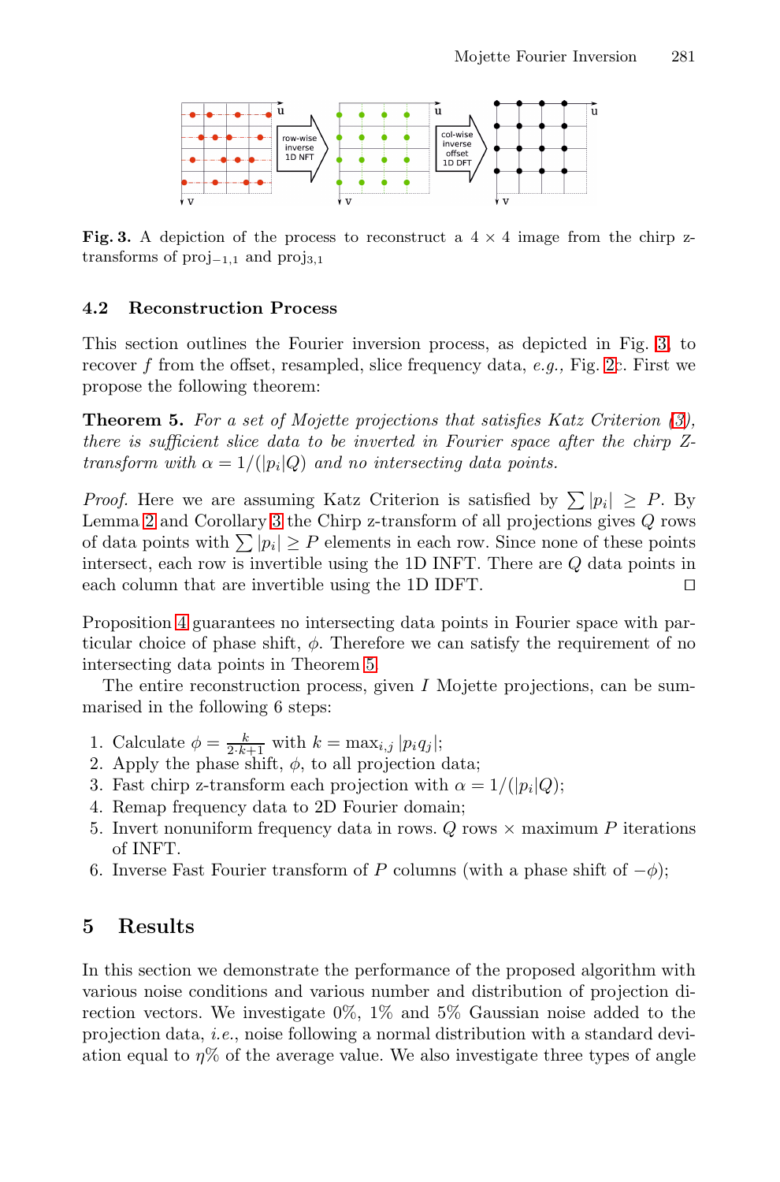Fig. 3. A depiction of the process to reconstruct a $4 \times 4$ image from the chirp z-transforms of $\text{proj}_{-1,1}$ and $\text{proj}_{3,1}$

### 4.2 Reconstruction Process

This section outlines the Fourier inversion process, as depicted in Fig. 3, to recover $f$ from the offset, resampled, slice frequency data, *e.g.,* Fig. 2c. First we propose the following theorem:

**Theorem 5.** *For a set of Mojette projections that satisfies Katz Criterion (3), there is sufficient slice data to be inverted in Fourier space after the chirp Z-transform with $\alpha = 1/(|p_i|Q)$ and no intersecting data points.*

*Proof.* Here we are assuming Katz Criterion is satisfied by $\sum |p_i| \geq P$. By Lemma 2 and Corollary 3 the Chirp z-transform of all projections gives $Q$ rows of data points with $\sum |p_i| \geq P$ elements in each row. Since none of these points intersect, each row is invertible using the 1D INFT. There are $Q$ data points in each column that are invertible using the 1D IDFT. □

Proposition 4 guarantees no intersecting data points in Fourier space with particular choice of phase shift, $\phi$. Therefore we can satisfy the requirement of no intersecting data points in Theorem 5.

The entire reconstruction process, given $I$ Mojette projections, can be summarised in the following 6 steps:

1. Calculate $\phi = \frac{k}{2 \cdot k+1}$ with $k = \max_{i,j} |p_i q_j|$;
2. Apply the phase shift, $\phi$, to all projection data;
3. Fast chirp z-transform each projection with $\alpha = 1/(|p_i|Q)$;
4. Remap frequency data to 2D Fourier domain;
5. Invert nonuniform frequency data in rows. $Q$ rows $\times$ maximum $P$ iterations of INFT.
6. Inverse Fast Fourier transform of $P$ columns (with a phase shift of $-\phi$);

## 5 Results

In this section we demonstrate the performance of the proposed algorithm with various noise conditions and various number and distribution of projection direction vectors. We investigate 0%, 1% and 5% Gaussian noise added to the projection data, *i.e.*, noise following a normal distribution with a standard deviation equal to $\eta$% of the average value. We also investigate three types of angle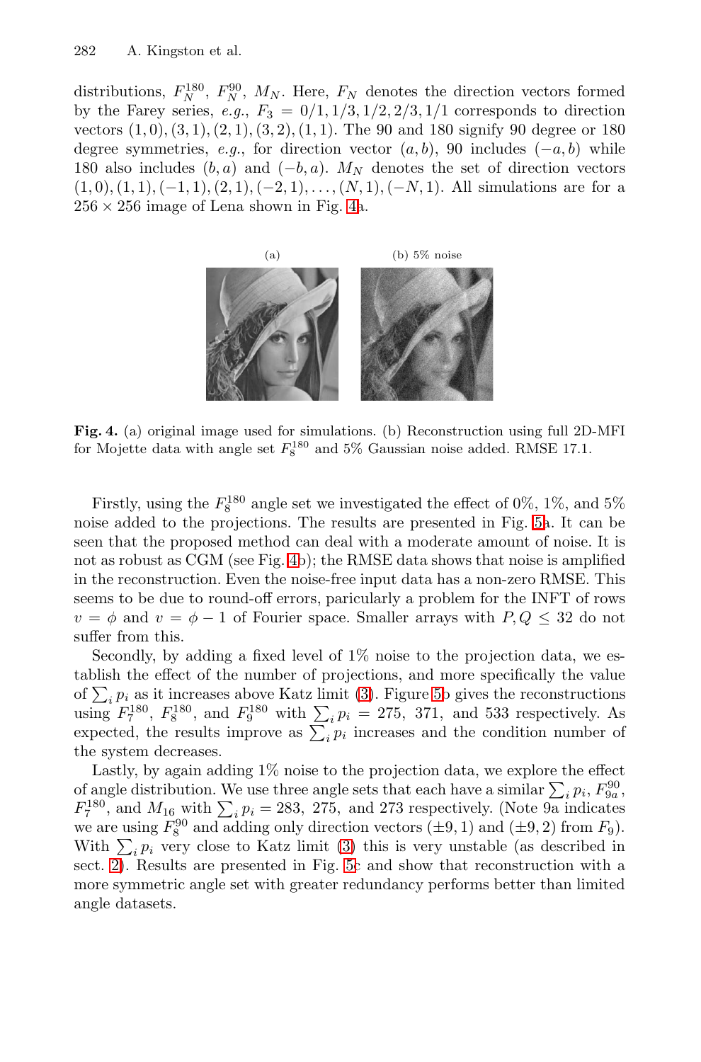distributions, $F_N^{180}$, $F_N^{90}$, $M_N$. Here, $F_N$ denotes the direction vectors formed by the Farey series, *e.g.*, $F_3 = 0/1, 1/3, 1/2, 2/3, 1/1$ corresponds to direction vectors $(1,0), (3,1), (2,1), (3,2), (1,1)$. The 90 and 180 signify 90 degree or 180 degree symmetries, *e.g.*, for direction vector $(a,b)$, 90 includes $(-a,b)$ while 180 also includes $(b,a)$ and $(-b,a)$. $M_N$ denotes the set of direction vectors $(1,0), (1,1), (-1,1), (2,1), (-2,1), \ldots, (N,1), (-N,1)$. All simulations are for a $256 \times 256$ image of Lena shown in Fig. 4a.

(a) (b) 5% noise

**Fig. 4.** (a) original image used for simulations. (b) Reconstruction using full 2D-MFI for Mojette data with angle set $F_8^{180}$ and 5% Gaussian noise added. RMSE 17.1.

Firstly, using the $F_8^{180}$ angle set we investigated the effect of 0%, 1%, and 5% noise added to the projections. The results are presented in Fig. 5a. It can be seen that the proposed method can deal with a moderate amount of noise. It is not as robust as CGM (see Fig. 4b); the RMSE data shows that noise is amplified in the reconstruction. Even the noise-free input data has a non-zero RMSE. This seems to be due to round-off errors, paricularly a problem for the INFT of rows $v = \phi$ and $v = \phi - 1$ of Fourier space. Smaller arrays with $P, Q \leq 32$ do not suffer from this.

Secondly, by adding a fixed level of 1% noise to the projection data, we establish the effect of the number of projections, and more specifically the value of $\sum_i p_i$ as it increases above Katz limit (3). Figure 5b gives the reconstructions using $F_7^{180}$, $F_8^{180}$, and $F_9^{180}$ with $\sum_i p_i = 275$, $371$, and $533$ respectively. As expected, the results improve as $\sum_i p_i$ increases and the condition number of the system decreases.

Lastly, by again adding 1% noise to the projection data, we explore the effect of angle distribution. We use three angle sets that each have a similar $\sum_i p_i$, $F_{9a}^{90}$, $F_7^{180}$, and $M_{16}$ with $\sum_i p_i = 283$, $275$, and $273$ respectively. (Note 9a indicates we are using $F_8^{90}$ and adding only direction vectors $(\pm 9, 1)$ and $(\pm 9, 2)$ from $F_9$). With $\sum_i p_i$ very close to Katz limit (3) this is very unstable (as described in sect. 2). Results are presented in Fig. 5c and show that reconstruction with a more symmetric angle set with greater redundancy performs better than limited angle datasets.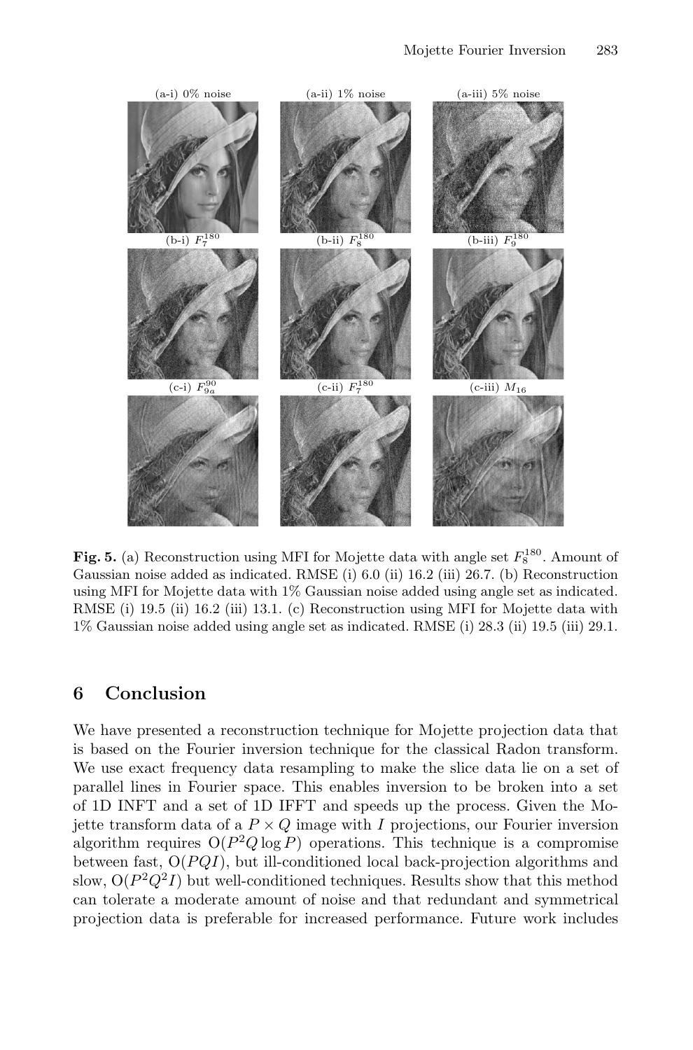(a-i) 0% noise (a-ii) 1% noise (a-iii) 5% noise

(b-i) $F_7^{180}$ (b-ii) $F_8^{180}$ (b-iii) $F_9^{180}$

(c-i) $F_{9a}^{90}$ (c-ii) $F_7^{180}$ (c-iii) $M_{16}$

**Fig. 5.** (a) Reconstruction using MFI for Mojette data with angle set $F_8^{180}$. Amount of Gaussian noise added as indicated. RMSE (i) 6.0 (ii) 16.2 (iii) 26.7. (b) Reconstruction using MFI for Mojette data with 1% Gaussian noise added using angle set as indicated. RMSE (i) 19.5 (ii) 16.2 (iii) 13.1. (c) Reconstruction using MFI for Mojette data with 1% Gaussian noise added using angle set as indicated. RMSE (i) 28.3 (ii) 19.5 (iii) 29.1.

## 6 Conclusion

We have presented a reconstruction technique for Mojette projection data that is based on the Fourier inversion technique for the classical Radon transform. We use exact frequency data resampling to make the slice data lie on a set of parallel lines in Fourier space. This enables inversion to be broken into a set of 1D INFT and a set of 1D IFFT and speeds up the process. Given the Mojette transform data of a $P \times Q$ image with $I$ projections, our Fourier inversion algorithm requires $O(P^2 Q \log P)$ operations. This technique is a compromise between fast, $O(PQI)$, but ill-conditioned local back-projection algorithms and slow, $O(P^2 Q^2 I)$ but well-conditioned techniques. Results show that this method can tolerate a moderate amount of noise and that redundant and symmetrical projection data is preferable for increased performance. Future work includes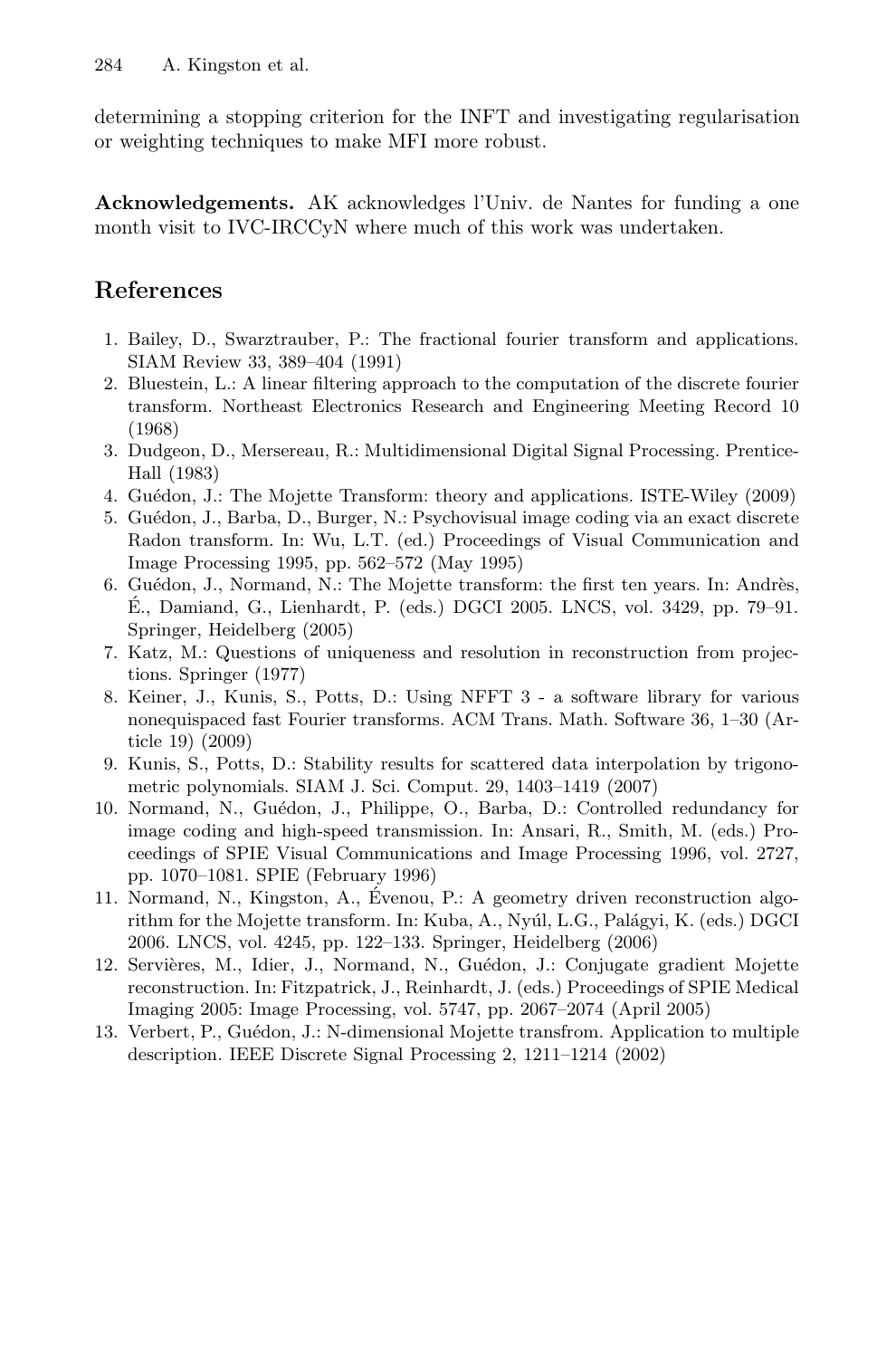determining a stopping criterion for the INFT and investigating regularisation or weighting techniques to make MFI more robust.

**Acknowledgements.** AK acknowledges l'Univ. de Nantes for funding a one month visit to IVC-IRCCyN where much of this work was undertaken.

## References

1. Bailey, D., Swarztrauber, P.: The fractional fourier transform and applications. SIAM Review 33, 389–404 (1991)
2. Bluestein, L.: A linear filtering approach to the computation of the discrete fourier transform. Northeast Electronics Research and Engineering Meeting Record 10 (1968)
3. Dudgeon, D., Mersereau, R.: Multidimensional Digital Signal Processing. Prentice-Hall (1983)
4. Guédon, J.: The Mojette Transform: theory and applications. ISTE-Wiley (2009)
5. Guédon, J., Barba, D., Burger, N.: Psychovisual image coding via an exact discrete Radon transform. In: Wu, L.T. (ed.) Proceedings of Visual Communication and Image Processing 1995, pp. 562–572 (May 1995)
6. Guédon, J., Normand, N.: The Mojette transform: the first ten years. In: Andrès, É., Damiand, G., Lienhardt, P. (eds.) DGCI 2005. LNCS, vol. 3429, pp. 79–91. Springer, Heidelberg (2005)
7. Katz, M.: Questions of uniqueness and resolution in reconstruction from projections. Springer (1977)
8. Keiner, J., Kunis, S., Potts, D.: Using NFFT 3 - a software library for various nonequispaced fast Fourier transforms. ACM Trans. Math. Software 36, 1–30 (Article 19) (2009)
9. Kunis, S., Potts, D.: Stability results for scattered data interpolation by trigonometric polynomials. SIAM J. Sci. Comput. 29, 1403–1419 (2007)
10. Normand, N., Guédon, J., Philippe, O., Barba, D.: Controlled redundancy for image coding and high-speed transmission. In: Ansari, R., Smith, M. (eds.) Proceedings of SPIE Visual Communications and Image Processing 1996, vol. 2727, pp. 1070–1081. SPIE (February 1996)
11. Normand, N., Kingston, A., Évenou, P.: A geometry driven reconstruction algorithm for the Mojette transform. In: Kuba, A., Nyúl, L.G., Palágyi, K. (eds.) DGCI 2006. LNCS, vol. 4245, pp. 122–133. Springer, Heidelberg (2006)
12. Servières, M., Idier, J., Normand, N., Guédon, J.: Conjugate gradient Mojette reconstruction. In: Fitzpatrick, J., Reinhardt, J. (eds.) Proceedings of SPIE Medical Imaging 2005: Image Processing, vol. 5747, pp. 2067–2074 (April 2005)
13. Verbert, P., Guédon, J.: N-dimensional Mojette transfrom. Application to multiple description. IEEE Discrete Signal Processing 2, 1211–1214 (2002)